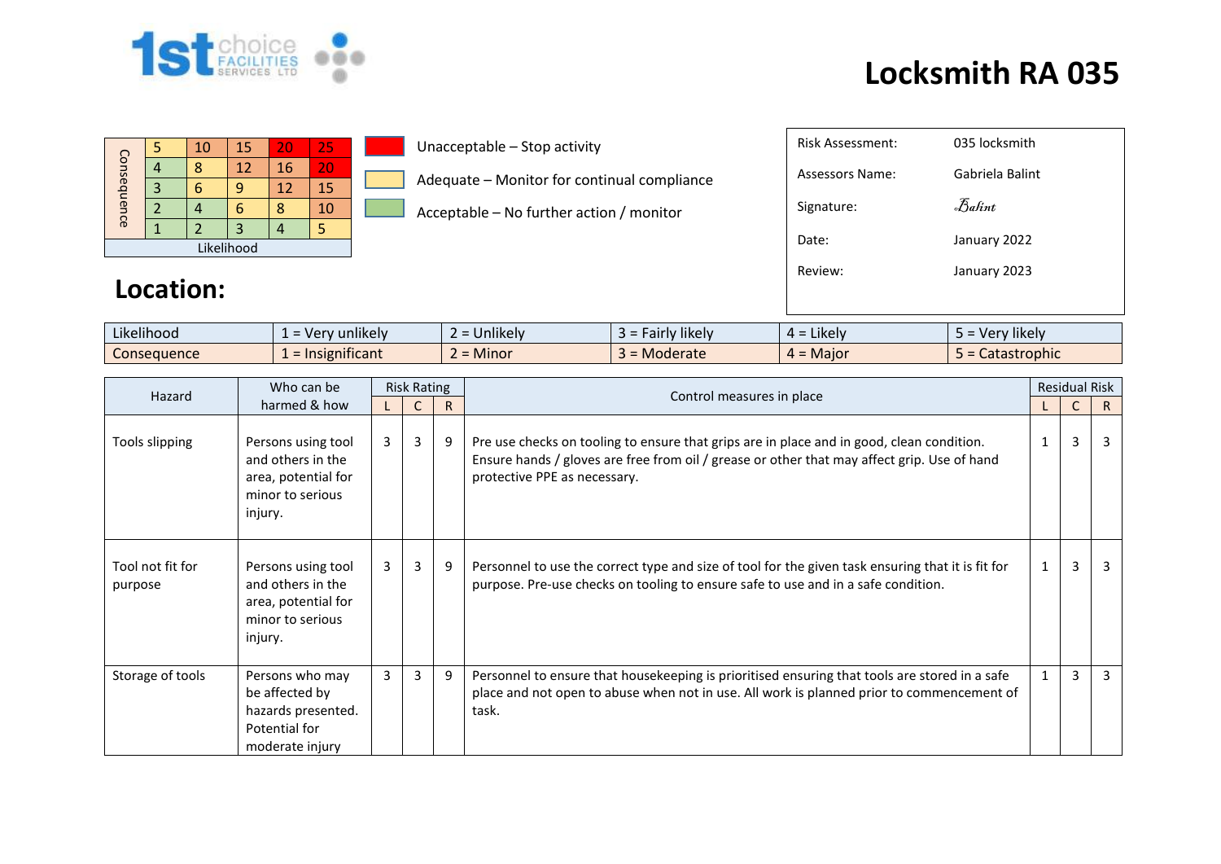# Locksmith RA 035

| Consequence | | | | | |
|---|---|---|---|---|---|
| 5 | 5 | 10 | 15 | 20 | 25 |
| 4 | 4 | 8 | 12 | 16 | 20 |
| 3 | 3 | 6 | 9 | 12 | 15 |
| 2 | 2 | 4 | 6 | 8 | 10 |
| 1 | 1 | 2 | 3 | 4 | 5 |
| Likelihood | | | | | |

- Unacceptable – Stop activity
- Adequate – Monitor for continual compliance
- Acceptable – No further action / monitor

| | |
|---|---|
| Risk Assessment: | 035 locksmith |
| Assessors Name: | Gabriela Balint |
| Signature: | Balint |
| Date: | January 2022 |
| Review: | January 2023 |

## Location:

| | | | | | |
|---|---|---|---|---|---|
| Likelihood | 1 = Very unlikely | 2 = Unlikely | 3 = Fairly likely | 4 = Likely | 5 = Very likely |
| Consequence | 1 = Insignificant | 2 = Minor | 3 = Moderate | 4 = Major | 5 = Catastrophic |

| Hazard | Who can be harmed & how | Risk Rating | | | Control measures in place | Residual Risk | | |
|---|---|---|---|---|---|---|---|---|
| | | L | C | R | | L | C | R |
| Tools slipping | Persons using tool and others in the area, potential for minor to serious injury. | 3 | 3 | 9 | Pre use checks on tooling to ensure that grips are in place and in good, clean condition. Ensure hands / gloves are free from oil / grease or other that may affect grip. Use of hand protective PPE as necessary. | 1 | 3 | 3 |
| Tool not fit for purpose | Persons using tool and others in the area, potential for minor to serious injury. | 3 | 3 | 9 | Personnel to use the correct type and size of tool for the given task ensuring that it is fit for purpose. Pre-use checks on tooling to ensure safe to use and in a safe condition. | 1 | 3 | 3 |
| Storage of tools | Persons who may be affected by hazards presented. Potential for moderate injury | 3 | 3 | 9 | Personnel to ensure that housekeeping is prioritised ensuring that tools are stored in a safe place and not open to abuse when not in use. All work is planned prior to commencement of task. | 1 | 3 | 3 |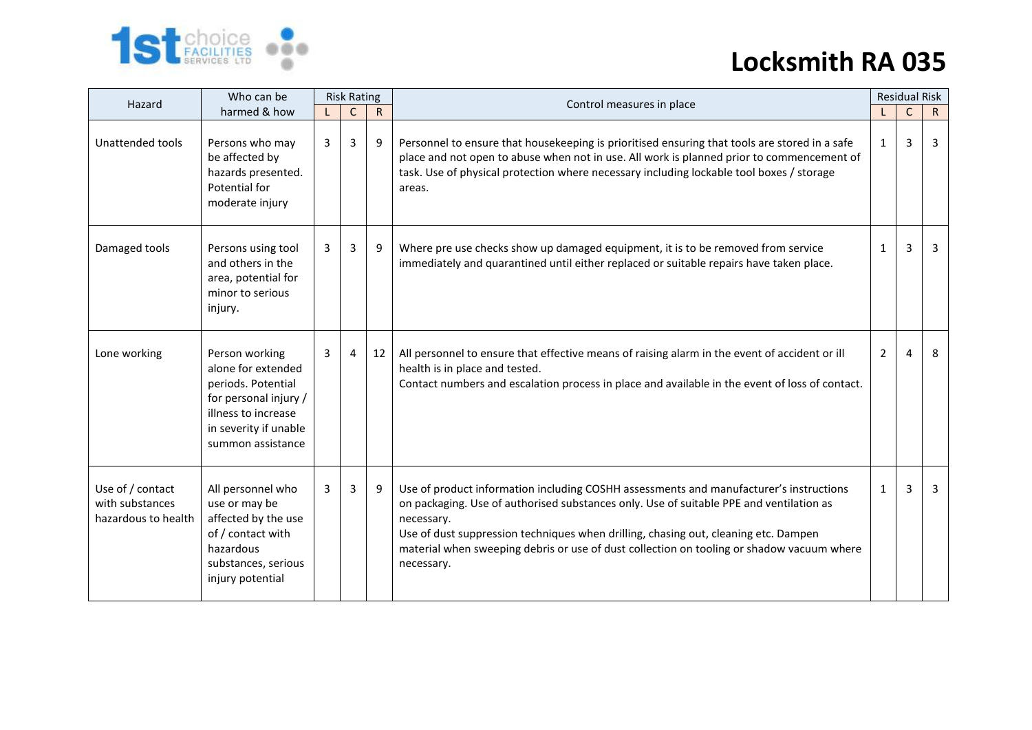# Locksmith RA 035

| Hazard | Who can be harmed & how | Risk Rating | | | Control measures in place | Residual Risk | | |
|---|---|---|---|---|---|---|---|---|
| | | L | C | R | | L | C | R |
| Unattended tools | Persons who may be affected by hazards presented. Potential for moderate injury | 3 | 3 | 9 | Personnel to ensure that housekeeping is prioritised ensuring that tools are stored in a safe place and not open to abuse when not in use. All work is planned prior to commencement of task. Use of physical protection where necessary including lockable tool boxes / storage areas. | 1 | 3 | 3 |
| Damaged tools | Persons using tool and others in the area, potential for minor to serious injury. | 3 | 3 | 9 | Where pre use checks show up damaged equipment, it is to be removed from service immediately and quarantined until either replaced or suitable repairs have taken place. | 1 | 3 | 3 |
| Lone working | Person working alone for extended periods. Potential for personal injury / illness to increase in severity if unable summon assistance | 3 | 4 | 12 | All personnel to ensure that effective means of raising alarm in the event of accident or ill health is in place and tested.<br>Contact numbers and escalation process in place and available in the event of loss of contact. | 2 | 4 | 8 |
| Use of / contact with substances hazardous to health | All personnel who use or may be affected by the use of / contact with hazardous substances, serious injury potential | 3 | 3 | 9 | Use of product information including COSHH assessments and manufacturer's instructions on packaging. Use of authorised substances only. Use of suitable PPE and ventilation as necessary.<br>Use of dust suppression techniques when drilling, chasing out, cleaning etc. Dampen material when sweeping debris or use of dust collection on tooling or shadow vacuum where necessary. | 1 | 3 | 3 |